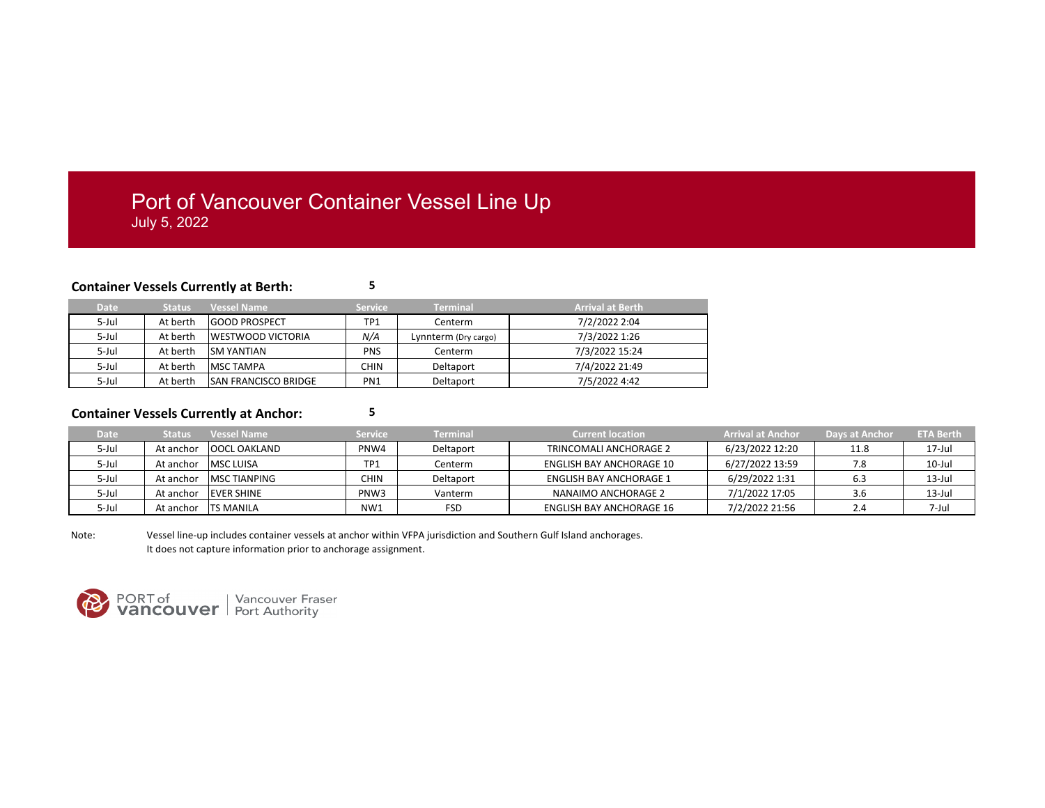# Port of Vancouver Container Vessel Line Up

July 5, 2022

**Container Vessels Currently at Berth:** **5**

| Date | Status | Vessel Name | Service | Terminal | Arrival at Berth |
|---|---|---|---|---|---|
| 5-Jul | At berth | GOOD PROSPECT | TP1 | Centerm | 7/2/2022 2:04 |
| 5-Jul | At berth | WESTWOOD VICTORIA | *N/A* | Lynnterm (Dry cargo) | 7/3/2022 1:26 |
| 5-Jul | At berth | SM YANTIAN | PNS | Centerm | 7/3/2022 15:24 |
| 5-Jul | At berth | MSC TAMPA | CHIN | Deltaport | 7/4/2022 21:49 |
| 5-Jul | At berth | SAN FRANCISCO BRIDGE | PN1 | Deltaport | 7/5/2022 4:42 |

**Container Vessels Currently at Anchor:** **5**

| Date | Status | Vessel Name | Service | Terminal | Current location | Arrival at Anchor | Days at Anchor | ETA Berth |
|---|---|---|---|---|---|---|---|---|
| 5-Jul | At anchor | OOCL OAKLAND | PNW4 | Deltaport | TRINCOMALI ANCHORAGE 2 | 6/23/2022 12:20 | 11.8 | 17-Jul |
| 5-Jul | At anchor | MSC LUISA | TP1 | Centerm | ENGLISH BAY ANCHORAGE 10 | 6/27/2022 13:59 | 7.8 | 10-Jul |
| 5-Jul | At anchor | MSC TIANPING | CHIN | Deltaport | ENGLISH BAY ANCHORAGE 1 | 6/29/2022 1:31 | 6.3 | 13-Jul |
| 5-Jul | At anchor | EVER SHINE | PNW3 | Vanterm | NANAIMO ANCHORAGE 2 | 7/1/2022 17:05 | 3.6 | 13-Jul |
| 5-Jul | At anchor | TS MANILA | NW1 | FSD | ENGLISH BAY ANCHORAGE 16 | 7/2/2022 21:56 | 2.4 | 7-Jul |

Note: Vessel line-up includes container vessels at anchor within VFPA jurisdiction and Southern Gulf Island anchorages.
It does not capture information prior to anchorage assignment.

PORT of vancouver | Vancouver Fraser Port Authority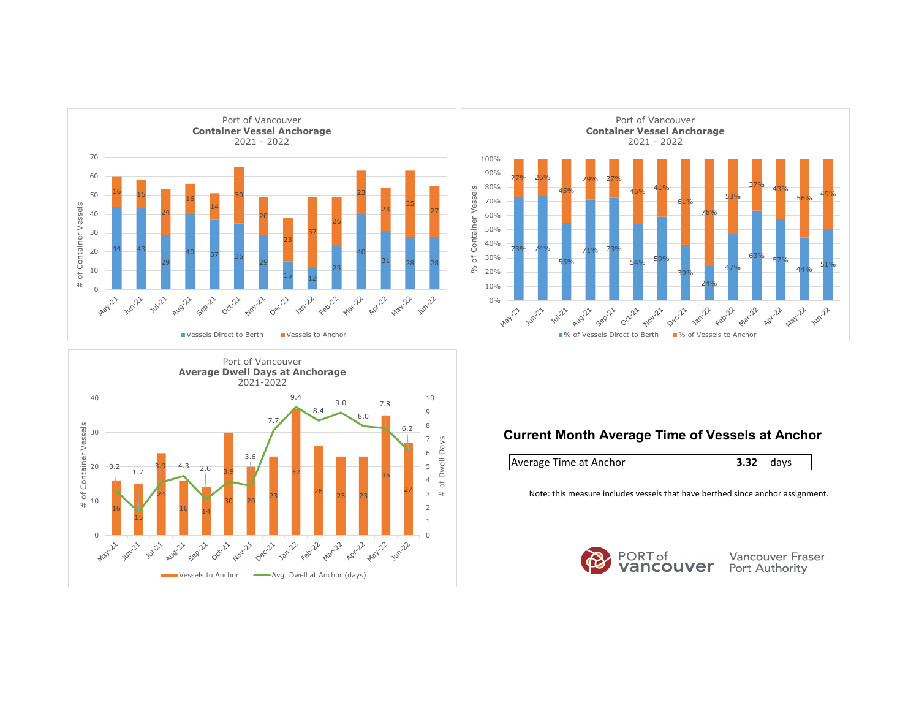Port of Vancouver
**Container Vessel Anchorage**
2021 - 2022

# of Container Vessels

70
60
50
40
30
20
10
0

May-21: 44, 16
Jun-21: 43, 15
Jul-21: 29, 24
Aug-21: 40, 16
Sep-21: 37, 14
Oct-21: 35, 30
Nov-21: 29, 20
Dec-21: 15, 23
Jan-22: 12, 37
Feb-22: 23, 26
Mar-22: 40, 23
Apr-22: 31, 23
May-22: 28, 35
Jun-22: 28, 27

Vessels Direct to Berth
Vessels to Anchor

Port of Vancouver
**Container Vessel Anchorage**
2021 - 2022

% of Container Vessels

100%
90%
80%
70%
60%
50%
40%
30%
20%
10%
0%

May-21: 73%, 27%
Jun-21: 74%, 26%
Jul-21: 55%, 45%
Aug-21: 71%, 29%
Sep-21: 73%, 27%
Oct-21: 54%, 46%
Nov-21: 59%, 41%
Dec-21: 39%, 61%
Jan-22: 24%, 76%
Feb-22: 47%, 53%
Mar-22: 63%, 37%
Apr-22: 57%, 43%
May-22: 44%, 56%
Jun-22: 51%, 49%

% of Vessels Direct to Berth
% of Vessels to Anchor

Port of Vancouver
**Average Dwell Days at Anchorage**
2021-2022

# of Container Vessels

40
30
20
10
0

# of Dwell Days

10
9
8
7
6
5
4
3
2
1
0

May-21: 16, 3.2
Jun-21: 15, 1.7
Jul-21: 24, 3.9
Aug-21: 16, 4.3
Sep-21: 14, 2.6
Oct-21: 30, 3.9
Nov-21: 20, 3.6
Dec-21: 23, 7.7
Jan-22: 37, 9.4
Feb-22: 26, 8.4
Mar-22: 23, 9.0
Apr-22: 23, 8.0
May-22: 35, 7.8
Jun-22: 27, 6.2

Vessels to Anchor
Avg. Dwell at Anchor (days)

## Current Month Average Time of Vessels at Anchor

| | | |
|---|---|---|
| Average Time at Anchor | **3.32** | days |

Note: this measure includes vessels that have berthed since anchor assignment.

PORT of vancouver | Vancouver Fraser Port Authority